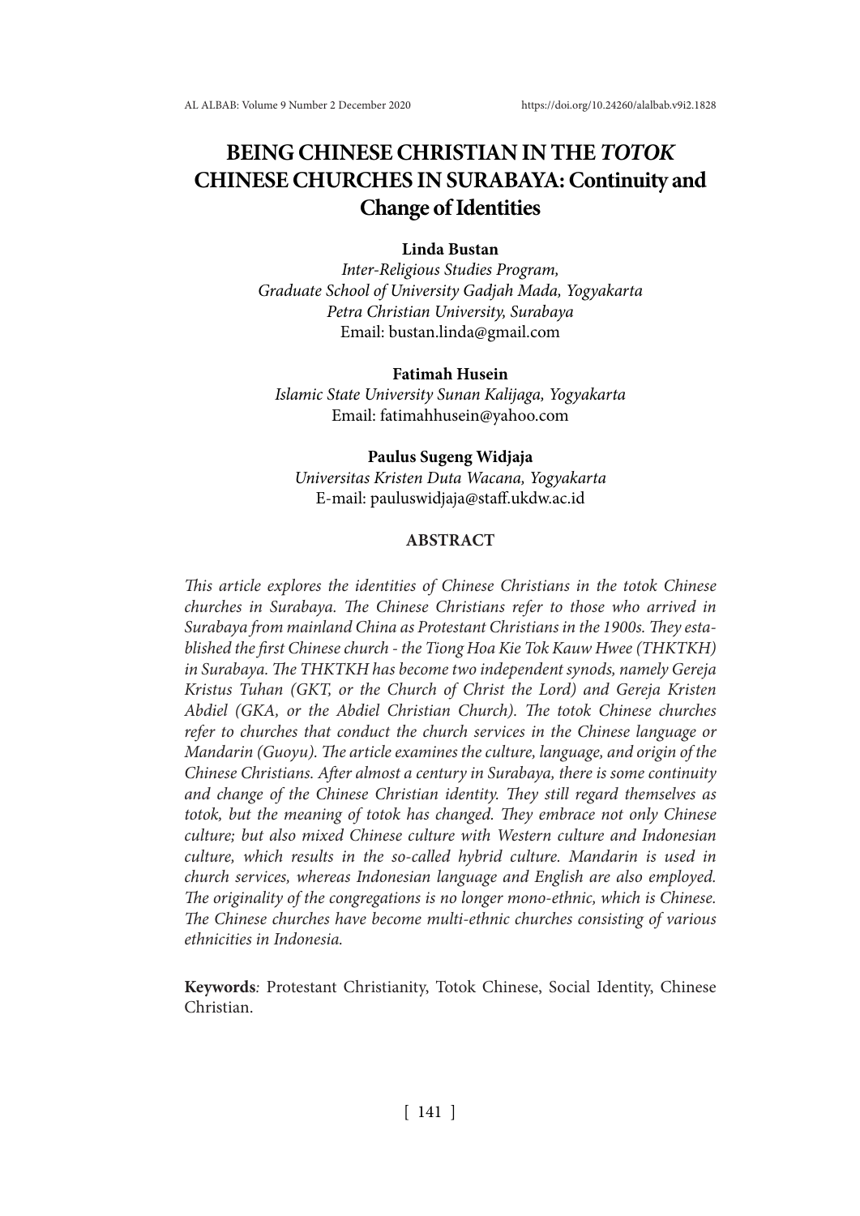# BEING CHINESE CHRISTIAN IN THE *TOTOK* CHINESE CHURCHES IN SURABAYA: Continuity and Change of Identities

**Linda Bustan**
*Inter-Religious Studies Program,*
*Graduate School of University Gadjah Mada, Yogyakarta*
*Petra Christian University, Surabaya*
Email: bustan.linda@gmail.com

**Fatimah Husein**
*Islamic State University Sunan Kalijaga, Yogyakarta*
Email: fatimahhusein@yahoo.com

**Paulus Sugeng Widjaja**
*Universitas Kristen Duta Wacana, Yogyakarta*
E-mail: pauluswidjaja@staff.ukdw.ac.id

## ABSTRACT

*This article explores the identities of Chinese Christians in the totok Chinese churches in Surabaya. The Chinese Christians refer to those who arrived in Surabaya from mainland China as Protestant Christians in the 1900s. They established the first Chinese church - the Tiong Hoa Kie Tok Kauw Hwee (THKTKH) in Surabaya. The THKTKH has become two independent synods, namely Gereja Kristus Tuhan (GKT, or the Church of Christ the Lord) and Gereja Kristen Abdiel (GKA, or the Abdiel Christian Church). The totok Chinese churches refer to churches that conduct the church services in the Chinese language or Mandarin (Guoyu). The article examines the culture, language, and origin of the Chinese Christians. After almost a century in Surabaya, there is some continuity and change of the Chinese Christian identity. They still regard themselves as totok, but the meaning of totok has changed. They embrace not only Chinese culture; but also mixed Chinese culture with Western culture and Indonesian culture, which results in the so-called hybrid culture. Mandarin is used in church services, whereas Indonesian language and English are also employed. The originality of the congregations is no longer mono-ethnic, which is Chinese. The Chinese churches have become multi-ethnic churches consisting of various ethnicities in Indonesia.*

**Keywords***:* Protestant Christianity, Totok Chinese, Social Identity, Chinese Christian.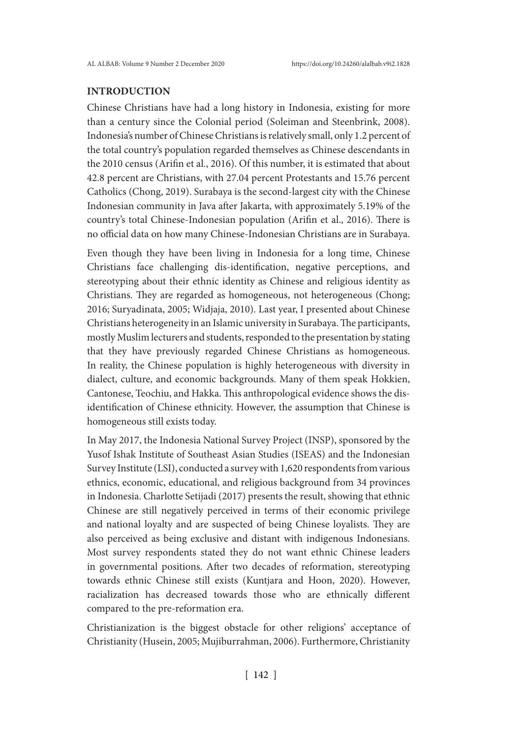## INTRODUCTION

Chinese Christians have had a long history in Indonesia, existing for more than a century since the Colonial period (Soleiman and Steenbrink, 2008). Indonesia's number of Chinese Christians is relatively small, only 1.2 percent of the total country's population regarded themselves as Chinese descendants in the 2010 census (Arifin et al., 2016). Of this number, it is estimated that about 42.8 percent are Christians, with 27.04 percent Protestants and 15.76 percent Catholics (Chong, 2019). Surabaya is the second-largest city with the Chinese Indonesian community in Java after Jakarta, with approximately 5.19% of the country's total Chinese-Indonesian population (Arifin et al., 2016). There is no official data on how many Chinese-Indonesian Christians are in Surabaya.

Even though they have been living in Indonesia for a long time, Chinese Christians face challenging dis-identification, negative perceptions, and stereotyping about their ethnic identity as Chinese and religious identity as Christians. They are regarded as homogeneous, not heterogeneous (Chong; 2016; Suryadinata, 2005; Widjaja, 2010). Last year, I presented about Chinese Christians heterogeneity in an Islamic university in Surabaya. The participants, mostly Muslim lecturers and students, responded to the presentation by stating that they have previously regarded Chinese Christians as homogeneous. In reality, the Chinese population is highly heterogeneous with diversity in dialect, culture, and economic backgrounds. Many of them speak Hokkien, Cantonese, Teochiu, and Hakka. This anthropological evidence shows the dis-identification of Chinese ethnicity. However, the assumption that Chinese is homogeneous still exists today.

In May 2017, the Indonesia National Survey Project (INSP), sponsored by the Yusof Ishak Institute of Southeast Asian Studies (ISEAS) and the Indonesian Survey Institute (LSI), conducted a survey with 1,620 respondents from various ethnics, economic, educational, and religious background from 34 provinces in Indonesia. Charlotte Setijadi (2017) presents the result, showing that ethnic Chinese are still negatively perceived in terms of their economic privilege and national loyalty and are suspected of being Chinese loyalists. They are also perceived as being exclusive and distant with indigenous Indonesians. Most survey respondents stated they do not want ethnic Chinese leaders in governmental positions. After two decades of reformation, stereotyping towards ethnic Chinese still exists (Kuntjara and Hoon, 2020). However, racialization has decreased towards those who are ethnically different compared to the pre-reformation era.

Christianization is the biggest obstacle for other religions' acceptance of Christianity (Husein, 2005; Mujiburrahman, 2006). Furthermore, Christianity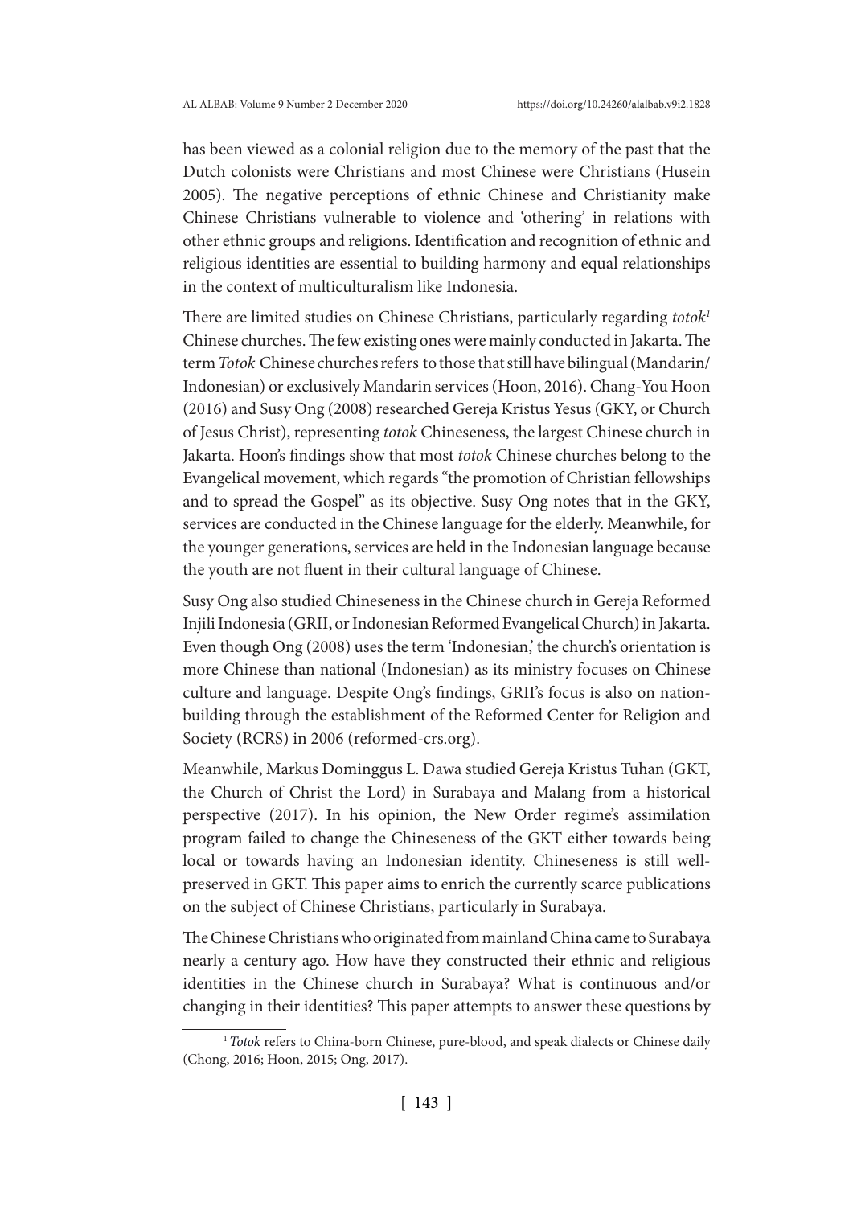has been viewed as a colonial religion due to the memory of the past that the Dutch colonists were Christians and most Chinese were Christians (Husein 2005). The negative perceptions of ethnic Chinese and Christianity make Chinese Christians vulnerable to violence and 'othering' in relations with other ethnic groups and religions. Identification and recognition of ethnic and religious identities are essential to building harmony and equal relationships in the context of multiculturalism like Indonesia.

There are limited studies on Chinese Christians, particularly regarding *totok*[1] Chinese churches. The few existing ones were mainly conducted in Jakarta. The term *Totok* Chinese churches refers to those that still have bilingual (Mandarin/Indonesian) or exclusively Mandarin services (Hoon, 2016). Chang-You Hoon (2016) and Susy Ong (2008) researched Gereja Kristus Yesus (GKY, or Church of Jesus Christ), representing *totok* Chineseness, the largest Chinese church in Jakarta. Hoon's findings show that most *totok* Chinese churches belong to the Evangelical movement, which regards "the promotion of Christian fellowships and to spread the Gospel" as its objective. Susy Ong notes that in the GKY, services are conducted in the Chinese language for the elderly. Meanwhile, for the younger generations, services are held in the Indonesian language because the youth are not fluent in their cultural language of Chinese.

Susy Ong also studied Chineseness in the Chinese church in Gereja Reformed Injili Indonesia (GRII, or Indonesian Reformed Evangelical Church) in Jakarta. Even though Ong (2008) uses the term 'Indonesian,' the church's orientation is more Chinese than national (Indonesian) as its ministry focuses on Chinese culture and language. Despite Ong's findings, GRII's focus is also on nation-building through the establishment of the Reformed Center for Religion and Society (RCRS) in 2006 (reformed-crs.org).

Meanwhile, Markus Dominggus L. Dawa studied Gereja Kristus Tuhan (GKT, the Church of Christ the Lord) in Surabaya and Malang from a historical perspective (2017). In his opinion, the New Order regime's assimilation program failed to change the Chineseness of the GKT either towards being local or towards having an Indonesian identity. Chineseness is still well-preserved in GKT. This paper aims to enrich the currently scarce publications on the subject of Chinese Christians, particularly in Surabaya.

The Chinese Christians who originated from mainland China came to Surabaya nearly a century ago. How have they constructed their ethnic and religious identities in the Chinese church in Surabaya? What is continuous and/or changing in their identities? This paper attempts to answer these questions by

---

[1] *Totok* refers to China-born Chinese, pure-blood, and speak dialects or Chinese daily (Chong, 2016; Hoon, 2015; Ong, 2017).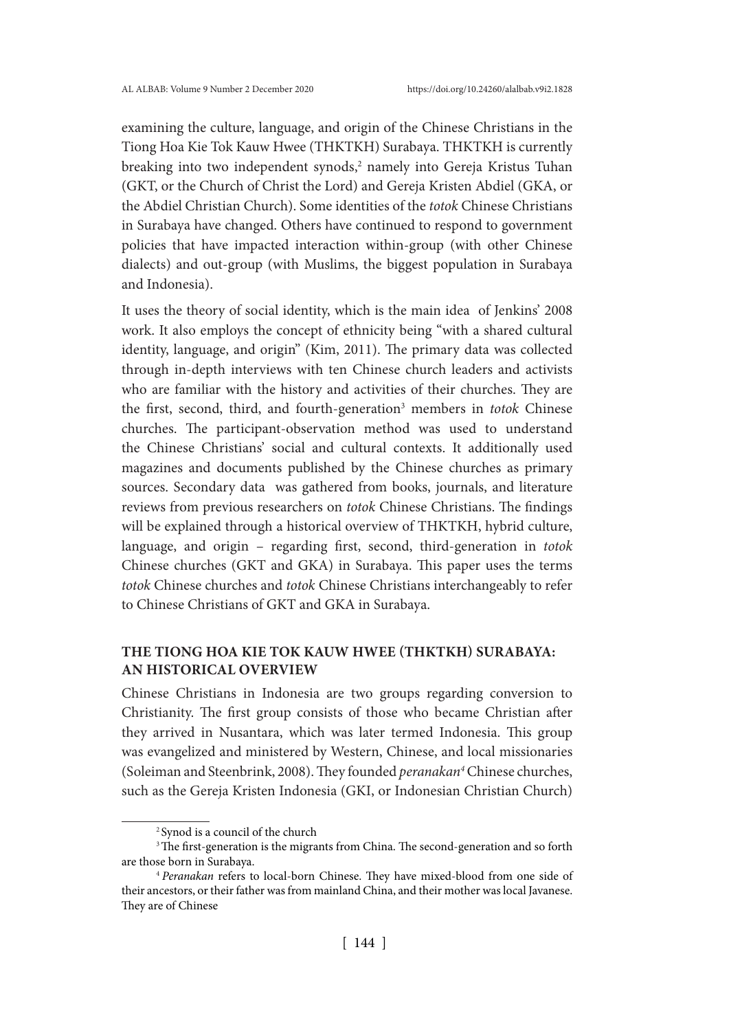examining the culture, language, and origin of the Chinese Christians in the Tiong Hoa Kie Tok Kauw Hwee (THKTKH) Surabaya. THKTKH is currently breaking into two independent synods,[2] namely into Gereja Kristus Tuhan (GKT, or the Church of Christ the Lord) and Gereja Kristen Abdiel (GKA, or the Abdiel Christian Church). Some identities of the *totok* Chinese Christians in Surabaya have changed. Others have continued to respond to government policies that have impacted interaction within-group (with other Chinese dialects) and out-group (with Muslims, the biggest population in Surabaya and Indonesia).

It uses the theory of social identity, which is the main idea of Jenkins' 2008 work. It also employs the concept of ethnicity being "with a shared cultural identity, language, and origin" (Kim, 2011). The primary data was collected through in-depth interviews with ten Chinese church leaders and activists who are familiar with the history and activities of their churches. They are the first, second, third, and fourth-generation[3] members in *totok* Chinese churches. The participant-observation method was used to understand the Chinese Christians' social and cultural contexts. It additionally used magazines and documents published by the Chinese churches as primary sources. Secondary data was gathered from books, journals, and literature reviews from previous researchers on *totok* Chinese Christians. The findings will be explained through a historical overview of THKTKH, hybrid culture, language, and origin – regarding first, second, third-generation in *totok* Chinese churches (GKT and GKA) in Surabaya. This paper uses the terms *totok* Chinese churches and *totok* Chinese Christians interchangeably to refer to Chinese Christians of GKT and GKA in Surabaya.

## THE TIONG HOA KIE TOK KAUW HWEE (THKTKH) SURABAYA: AN HISTORICAL OVERVIEW

Chinese Christians in Indonesia are two groups regarding conversion to Christianity. The first group consists of those who became Christian after they arrived in Nusantara, which was later termed Indonesia. This group was evangelized and ministered by Western, Chinese, and local missionaries (Soleiman and Steenbrink, 2008). They founded *peranakan*[4] Chinese churches, such as the Gereja Kristen Indonesia (GKI, or Indonesian Christian Church)

---

[2] Synod is a council of the church

[3] The first-generation is the migrants from China. The second-generation and so forth are those born in Surabaya.

[4] *Peranakan* refers to local-born Chinese. They have mixed-blood from one side of their ancestors, or their father was from mainland China, and their mother was local Javanese. They are of Chinese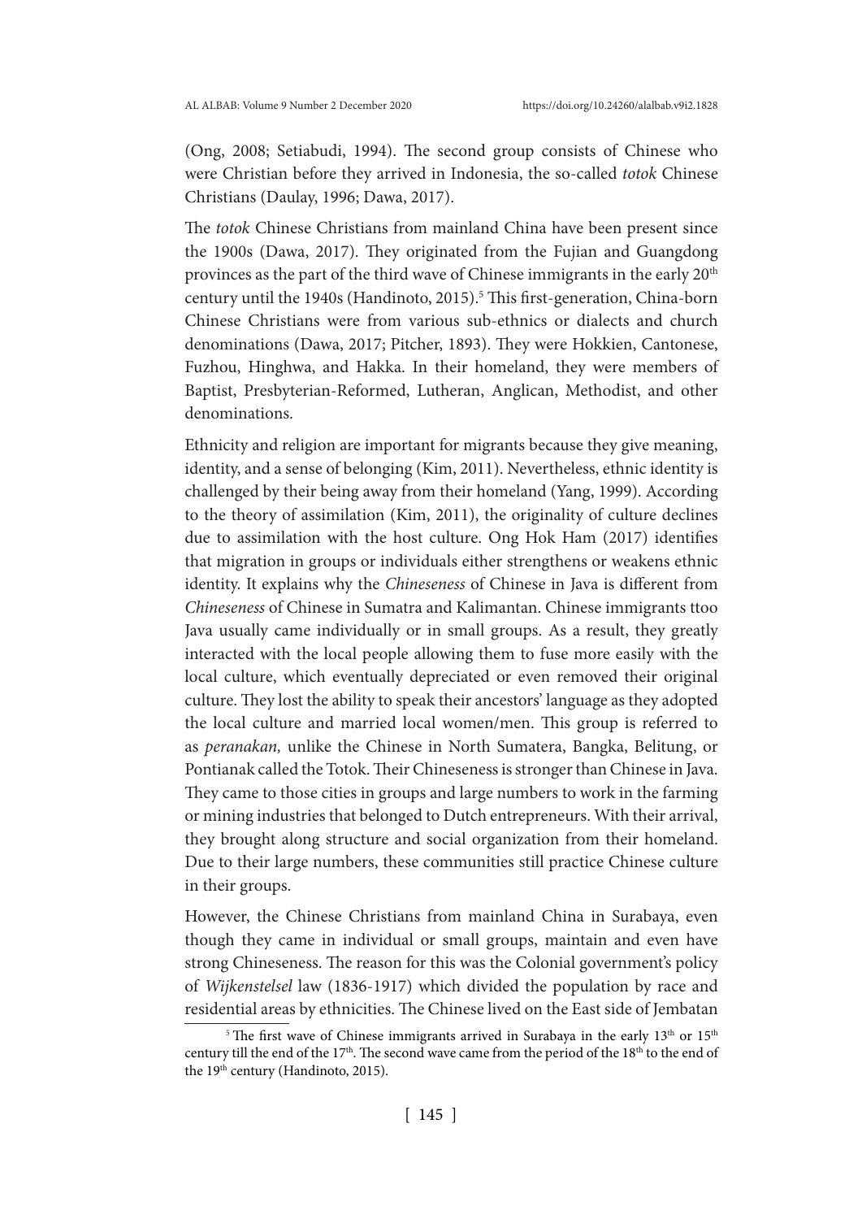(Ong, 2008; Setiabudi, 1994). The second group consists of Chinese who were Christian before they arrived in Indonesia, the so-called *totok* Chinese Christians (Daulay, 1996; Dawa, 2017).

The *totok* Chinese Christians from mainland China have been present since the 1900s (Dawa, 2017). They originated from the Fujian and Guangdong provinces as the part of the third wave of Chinese immigrants in the early 20th century until the 1940s (Handinoto, 2015).[5] This first-generation, China-born Chinese Christians were from various sub-ethnics or dialects and church denominations (Dawa, 2017; Pitcher, 1893). They were Hokkien, Cantonese, Fuzhou, Hinghwa, and Hakka. In their homeland, they were members of Baptist, Presbyterian-Reformed, Lutheran, Anglican, Methodist, and other denominations.

Ethnicity and religion are important for migrants because they give meaning, identity, and a sense of belonging (Kim, 2011). Nevertheless, ethnic identity is challenged by their being away from their homeland (Yang, 1999). According to the theory of assimilation (Kim, 2011), the originality of culture declines due to assimilation with the host culture. Ong Hok Ham (2017) identifies that migration in groups or individuals either strengthens or weakens ethnic identity. It explains why the *Chineseness* of Chinese in Java is different from *Chineseness* of Chinese in Sumatra and Kalimantan. Chinese immigrants ttoo Java usually came individually or in small groups. As a result, they greatly interacted with the local people allowing them to fuse more easily with the local culture, which eventually depreciated or even removed their original culture. They lost the ability to speak their ancestors' language as they adopted the local culture and married local women/men. This group is referred to as *peranakan,* unlike the Chinese in North Sumatera, Bangka, Belitung, or Pontianak called the Totok. Their Chineseness is stronger than Chinese in Java. They came to those cities in groups and large numbers to work in the farming or mining industries that belonged to Dutch entrepreneurs. With their arrival, they brought along structure and social organization from their homeland. Due to their large numbers, these communities still practice Chinese culture in their groups.

However, the Chinese Christians from mainland China in Surabaya, even though they came in individual or small groups, maintain and even have strong Chineseness. The reason for this was the Colonial government's policy of *Wijkenstelsel* law (1836-1917) which divided the population by race and residential areas by ethnicities. The Chinese lived on the East side of Jembatan

[5] The first wave of Chinese immigrants arrived in Surabaya in the early 13th or 15th century till the end of the 17th. The second wave came from the period of the 18th to the end of the 19th century (Handinoto, 2015).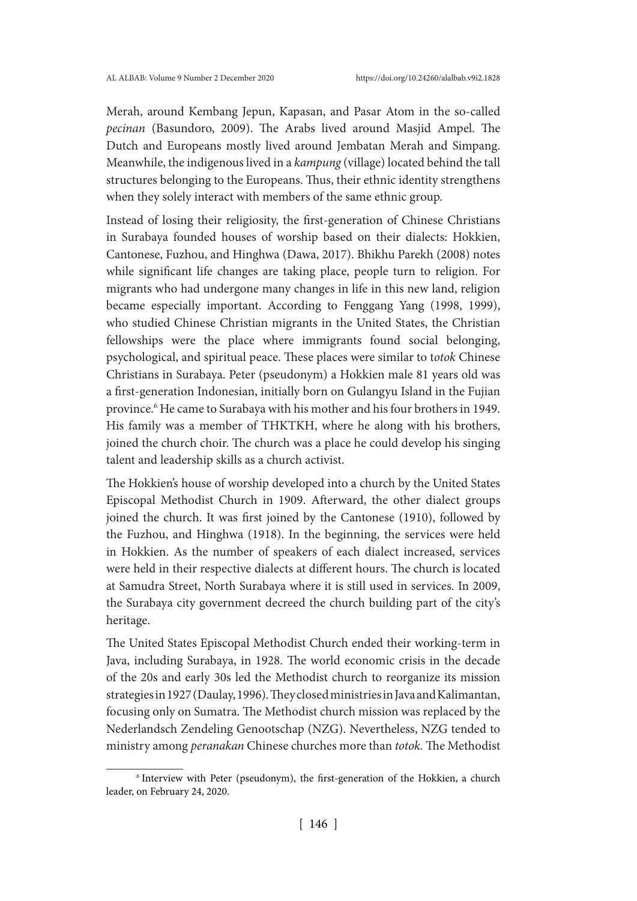Merah, around Kembang Jepun, Kapasan, and Pasar Atom in the so-called *pecinan* (Basundoro, 2009). The Arabs lived around Masjid Ampel. The Dutch and Europeans mostly lived around Jembatan Merah and Simpang. Meanwhile, the indigenous lived in a *kampung* (village) located behind the tall structures belonging to the Europeans. Thus, their ethnic identity strengthens when they solely interact with members of the same ethnic group.

Instead of losing their religiosity, the first-generation of Chinese Christians in Surabaya founded houses of worship based on their dialects: Hokkien, Cantonese, Fuzhou, and Hinghwa (Dawa, 2017). Bhikhu Parekh (2008) notes while significant life changes are taking place, people turn to religion. For migrants who had undergone many changes in life in this new land, religion became especially important. According to Fenggang Yang (1998, 1999), who studied Chinese Christian migrants in the United States, the Christian fellowships were the place where immigrants found social belonging, psychological, and spiritual peace. These places were similar to t*otok* Chinese Christians in Surabaya. Peter (pseudonym) a Hokkien male 81 years old was a first-generation Indonesian, initially born on Gulangyu Island in the Fujian province.[6] He came to Surabaya with his mother and his four brothers in 1949. His family was a member of THKTKH, where he along with his brothers, joined the church choir. The church was a place he could develop his singing talent and leadership skills as a church activist.

The Hokkien's house of worship developed into a church by the United States Episcopal Methodist Church in 1909. Afterward, the other dialect groups joined the church. It was first joined by the Cantonese (1910), followed by the Fuzhou, and Hinghwa (1918). In the beginning, the services were held in Hokkien. As the number of speakers of each dialect increased, services were held in their respective dialects at different hours. The church is located at Samudra Street, North Surabaya where it is still used in services. In 2009, the Surabaya city government decreed the church building part of the city's heritage.

The United States Episcopal Methodist Church ended their working-term in Java, including Surabaya, in 1928. The world economic crisis in the decade of the 20s and early 30s led the Methodist church to reorganize its mission strategies in 1927 (Daulay, 1996). They closed ministries in Java and Kalimantan, focusing only on Sumatra. The Methodist church mission was replaced by the Nederlandsch Zendeling Genootschap (NZG). Nevertheless, NZG tended to ministry among *peranakan* Chinese churches more than *totok*. The Methodist

[6] Interview with Peter (pseudonym), the first-generation of the Hokkien, a church leader, on February 24, 2020.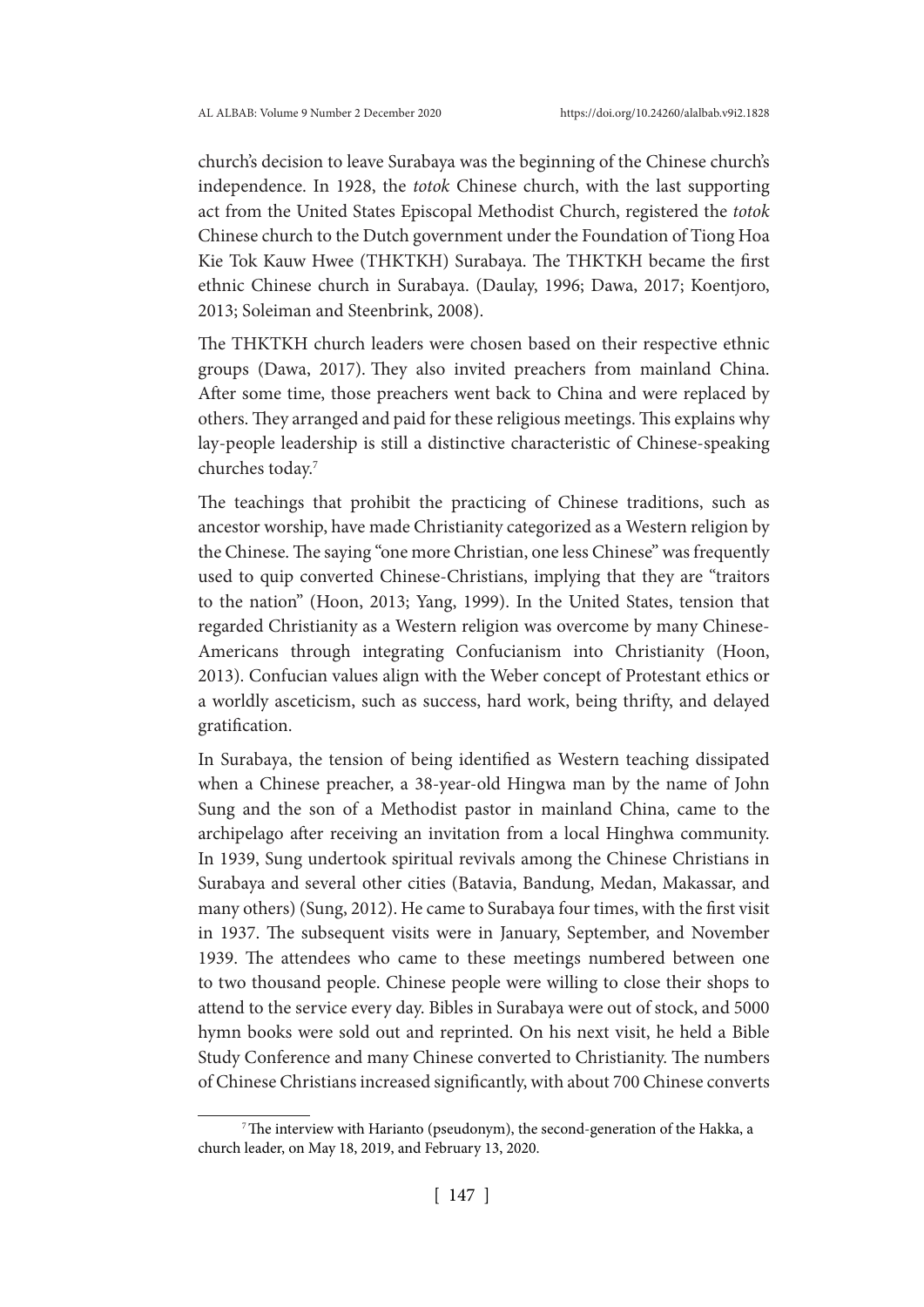church's decision to leave Surabaya was the beginning of the Chinese church's independence. In 1928, the *totok* Chinese church, with the last supporting act from the United States Episcopal Methodist Church, registered the *totok* Chinese church to the Dutch government under the Foundation of Tiong Hoa Kie Tok Kauw Hwee (THKTKH) Surabaya. The THKTKH became the first ethnic Chinese church in Surabaya. (Daulay, 1996; Dawa, 2017; Koentjoro, 2013; Soleiman and Steenbrink, 2008).

The THKTKH church leaders were chosen based on their respective ethnic groups (Dawa, 2017). They also invited preachers from mainland China. After some time, those preachers went back to China and were replaced by others. They arranged and paid for these religious meetings. This explains why lay-people leadership is still a distinctive characteristic of Chinese-speaking churches today.[7]

The teachings that prohibit the practicing of Chinese traditions, such as ancestor worship, have made Christianity categorized as a Western religion by the Chinese. The saying "one more Christian, one less Chinese" was frequently used to quip converted Chinese-Christians, implying that they are "traitors to the nation" (Hoon, 2013; Yang, 1999). In the United States, tension that regarded Christianity as a Western religion was overcome by many Chinese-Americans through integrating Confucianism into Christianity (Hoon, 2013). Confucian values align with the Weber concept of Protestant ethics or a worldly asceticism, such as success, hard work, being thrifty, and delayed gratification.

In Surabaya, the tension of being identified as Western teaching dissipated when a Chinese preacher, a 38-year-old Hingwa man by the name of John Sung and the son of a Methodist pastor in mainland China, came to the archipelago after receiving an invitation from a local Hinghwa community. In 1939, Sung undertook spiritual revivals among the Chinese Christians in Surabaya and several other cities (Batavia, Bandung, Medan, Makassar, and many others) (Sung, 2012). He came to Surabaya four times, with the first visit in 1937. The subsequent visits were in January, September, and November 1939. The attendees who came to these meetings numbered between one to two thousand people. Chinese people were willing to close their shops to attend to the service every day. Bibles in Surabaya were out of stock, and 5000 hymn books were sold out and reprinted. On his next visit, he held a Bible Study Conference and many Chinese converted to Christianity. The numbers of Chinese Christians increased significantly, with about 700 Chinese converts

[7] The interview with Harianto (pseudonym), the second-generation of the Hakka, a church leader, on May 18, 2019, and February 13, 2020.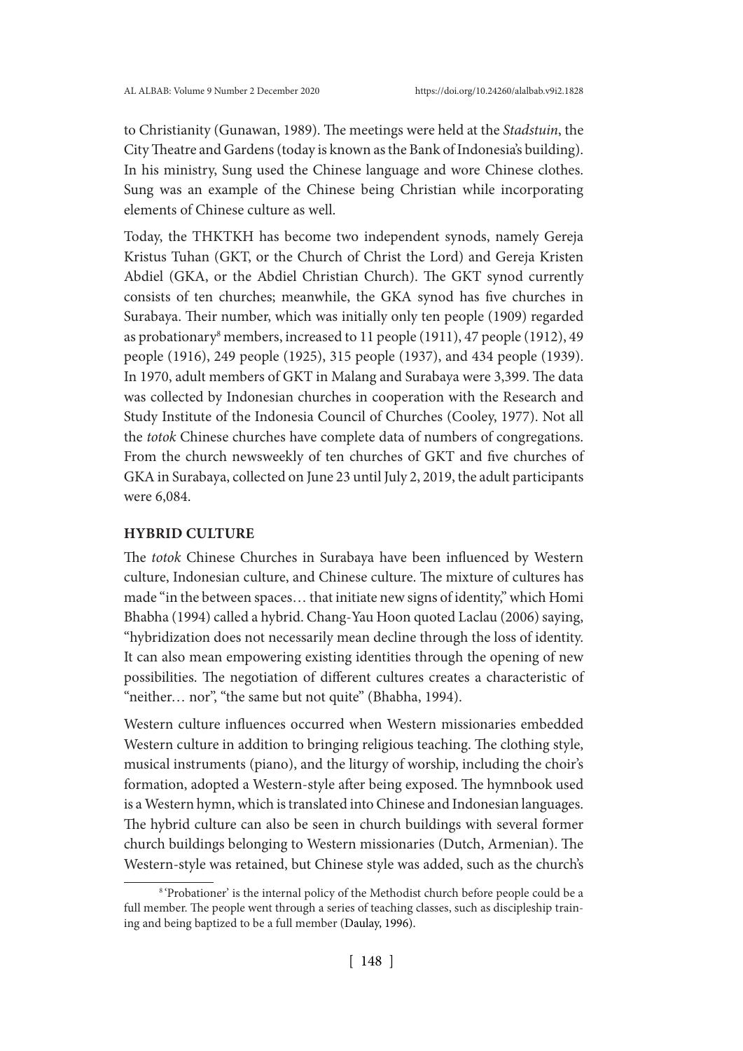to Christianity (Gunawan, 1989). The meetings were held at the *Stadstuin*, the City Theatre and Gardens (today is known as the Bank of Indonesia's building). In his ministry, Sung used the Chinese language and wore Chinese clothes. Sung was an example of the Chinese being Christian while incorporating elements of Chinese culture as well.

Today, the THKTKH has become two independent synods, namely Gereja Kristus Tuhan (GKT, or the Church of Christ the Lord) and Gereja Kristen Abdiel (GKA, or the Abdiel Christian Church). The GKT synod currently consists of ten churches; meanwhile, the GKA synod has five churches in Surabaya. Their number, which was initially only ten people (1909) regarded as probationary[8] members, increased to 11 people (1911), 47 people (1912), 49 people (1916), 249 people (1925), 315 people (1937), and 434 people (1939). In 1970, adult members of GKT in Malang and Surabaya were 3,399. The data was collected by Indonesian churches in cooperation with the Research and Study Institute of the Indonesia Council of Churches (Cooley, 1977). Not all the *totok* Chinese churches have complete data of numbers of congregations. From the church newsweekly of ten churches of GKT and five churches of GKA in Surabaya, collected on June 23 until July 2, 2019, the adult participants were 6,084.

## HYBRID CULTURE

The *totok* Chinese Churches in Surabaya have been influenced by Western culture, Indonesian culture, and Chinese culture. The mixture of cultures has made "in the between spaces… that initiate new signs of identity," which Homi Bhabha (1994) called a hybrid. Chang-Yau Hoon quoted Laclau (2006) saying, "hybridization does not necessarily mean decline through the loss of identity. It can also mean empowering existing identities through the opening of new possibilities. The negotiation of different cultures creates a characteristic of "neither… nor", "the same but not quite" (Bhabha, 1994).

Western culture influences occurred when Western missionaries embedded Western culture in addition to bringing religious teaching. The clothing style, musical instruments (piano), and the liturgy of worship, including the choir's formation, adopted a Western-style after being exposed. The hymnbook used is a Western hymn, which is translated into Chinese and Indonesian languages. The hybrid culture can also be seen in church buildings with several former church buildings belonging to Western missionaries (Dutch, Armenian). The Western-style was retained, but Chinese style was added, such as the church's

---

[8] 'Probationer' is the internal policy of the Methodist church before people could be a full member. The people went through a series of teaching classes, such as discipleship training and being baptized to be a full member (Daulay, 1996).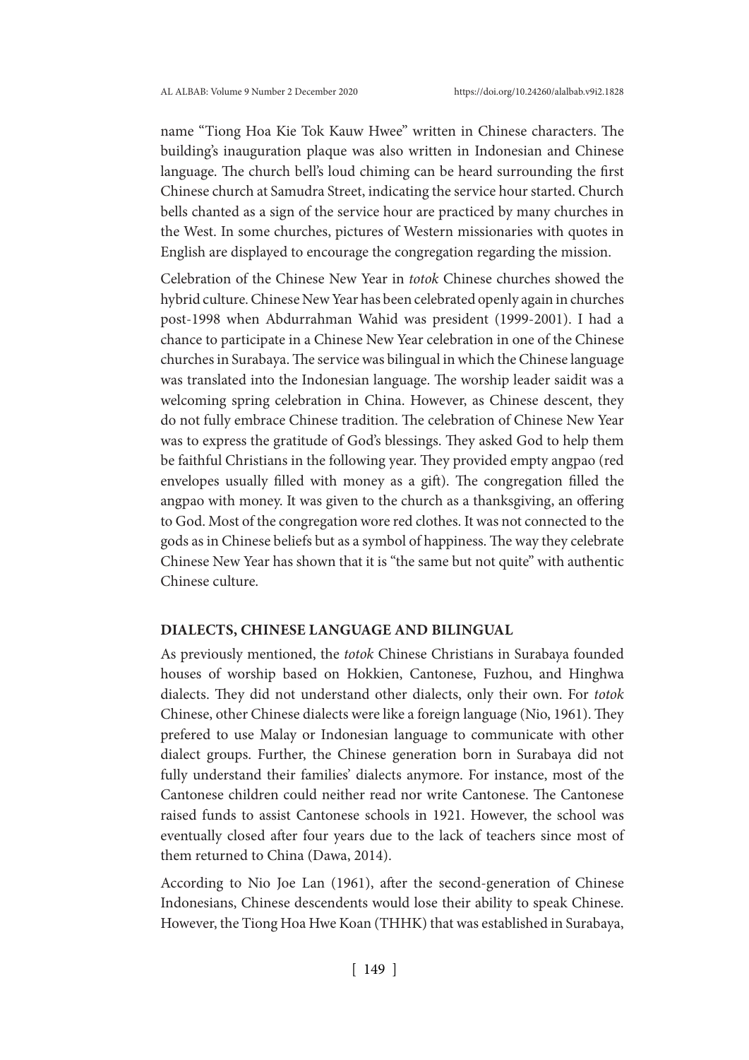name "Tiong Hoa Kie Tok Kauw Hwee" written in Chinese characters. The building's inauguration plaque was also written in Indonesian and Chinese language. The church bell's loud chiming can be heard surrounding the first Chinese church at Samudra Street, indicating the service hour started. Church bells chanted as a sign of the service hour are practiced by many churches in the West. In some churches, pictures of Western missionaries with quotes in English are displayed to encourage the congregation regarding the mission.

Celebration of the Chinese New Year in *totok* Chinese churches showed the hybrid culture. Chinese New Year has been celebrated openly again in churches post-1998 when Abdurrahman Wahid was president (1999-2001). I had a chance to participate in a Chinese New Year celebration in one of the Chinese churches in Surabaya. The service was bilingual in which the Chinese language was translated into the Indonesian language. The worship leader saidit was a welcoming spring celebration in China. However, as Chinese descent, they do not fully embrace Chinese tradition. The celebration of Chinese New Year was to express the gratitude of God's blessings. They asked God to help them be faithful Christians in the following year. They provided empty angpao (red envelopes usually filled with money as a gift). The congregation filled the angpao with money. It was given to the church as a thanksgiving, an offering to God. Most of the congregation wore red clothes. It was not connected to the gods as in Chinese beliefs but as a symbol of happiness. The way they celebrate Chinese New Year has shown that it is "the same but not quite" with authentic Chinese culture.

## DIALECTS, CHINESE LANGUAGE AND BILINGUAL

As previously mentioned, the *totok* Chinese Christians in Surabaya founded houses of worship based on Hokkien, Cantonese, Fuzhou, and Hinghwa dialects. They did not understand other dialects, only their own. For *totok* Chinese, other Chinese dialects were like a foreign language (Nio, 1961). They prefered to use Malay or Indonesian language to communicate with other dialect groups. Further, the Chinese generation born in Surabaya did not fully understand their families' dialects anymore. For instance, most of the Cantonese children could neither read nor write Cantonese. The Cantonese raised funds to assist Cantonese schools in 1921. However, the school was eventually closed after four years due to the lack of teachers since most of them returned to China (Dawa, 2014).

According to Nio Joe Lan (1961), after the second-generation of Chinese Indonesians, Chinese descendents would lose their ability to speak Chinese. However, the Tiong Hoa Hwe Koan (THHK) that was established in Surabaya,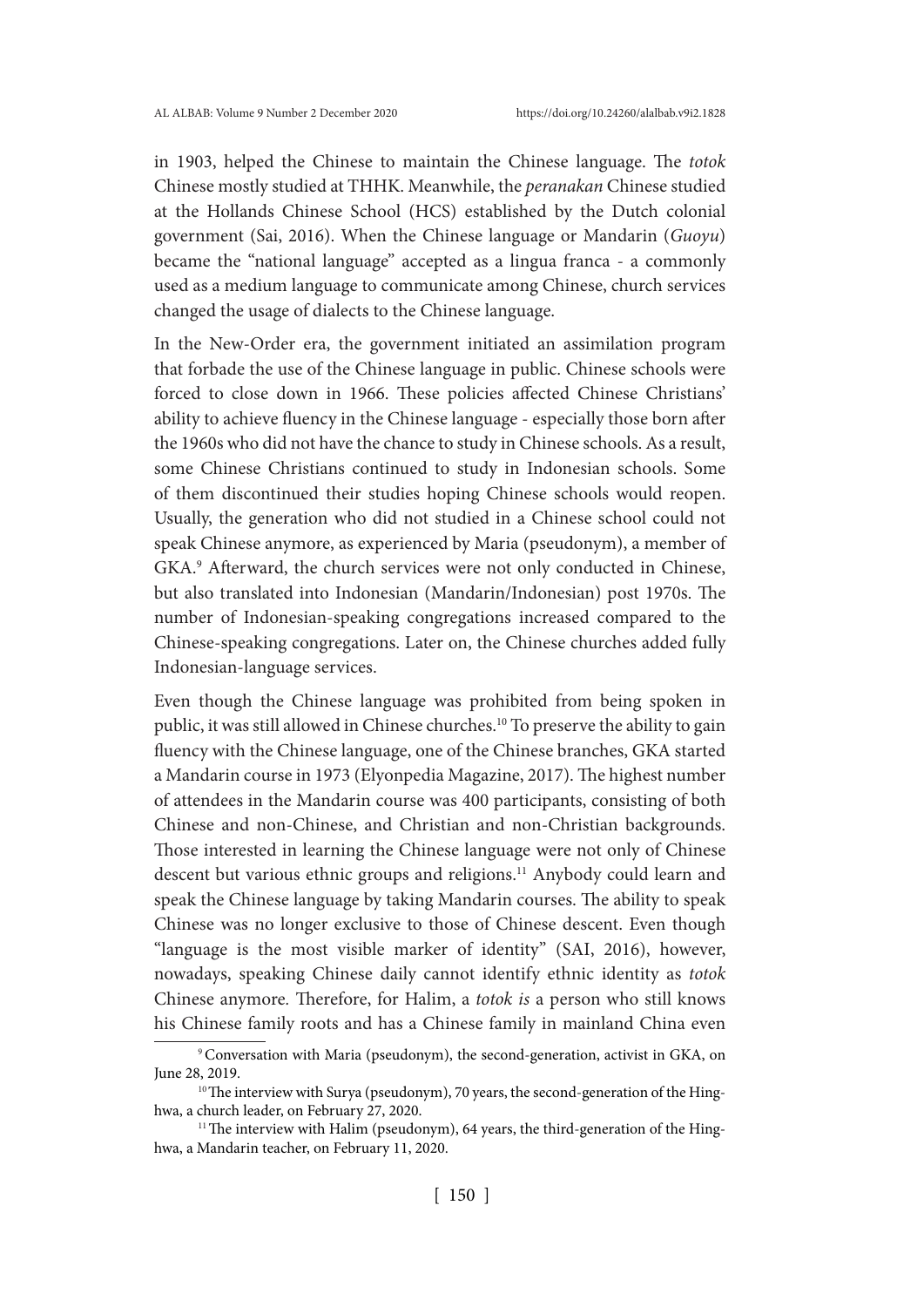in 1903, helped the Chinese to maintain the Chinese language. The *totok* Chinese mostly studied at THHK. Meanwhile, the *peranakan* Chinese studied at the Hollands Chinese School (HCS) established by the Dutch colonial government (Sai, 2016). When the Chinese language or Mandarin (*Guoyu*) became the "national language" accepted as a lingua franca - a commonly used as a medium language to communicate among Chinese, church services changed the usage of dialects to the Chinese language.

In the New-Order era, the government initiated an assimilation program that forbade the use of the Chinese language in public. Chinese schools were forced to close down in 1966. These policies affected Chinese Christians' ability to achieve fluency in the Chinese language - especially those born after the 1960s who did not have the chance to study in Chinese schools. As a result, some Chinese Christians continued to study in Indonesian schools. Some of them discontinued their studies hoping Chinese schools would reopen. Usually, the generation who did not studied in a Chinese school could not speak Chinese anymore, as experienced by Maria (pseudonym), a member of GKA.[9] Afterward, the church services were not only conducted in Chinese, but also translated into Indonesian (Mandarin/Indonesian) post 1970s. The number of Indonesian-speaking congregations increased compared to the Chinese-speaking congregations. Later on, the Chinese churches added fully Indonesian-language services.

Even though the Chinese language was prohibited from being spoken in public, it was still allowed in Chinese churches.[10] To preserve the ability to gain fluency with the Chinese language, one of the Chinese branches, GKA started a Mandarin course in 1973 (Elyonpedia Magazine, 2017). The highest number of attendees in the Mandarin course was 400 participants, consisting of both Chinese and non-Chinese, and Christian and non-Christian backgrounds. Those interested in learning the Chinese language were not only of Chinese descent but various ethnic groups and religions.[11] Anybody could learn and speak the Chinese language by taking Mandarin courses. The ability to speak Chinese was no longer exclusive to those of Chinese descent. Even though "language is the most visible marker of identity" (SAI, 2016), however, nowadays, speaking Chinese daily cannot identify ethnic identity as *totok* Chinese anymore. Therefore, for Halim, a *totok is* a person who still knows his Chinese family roots and has a Chinese family in mainland China even

---

[9] Conversation with Maria (pseudonym), the second-generation, activist in GKA, on June 28, 2019.

[10] The interview with Surya (pseudonym), 70 years, the second-generation of the Hinghwa, a church leader, on February 27, 2020.

[11] The interview with Halim (pseudonym), 64 years, the third-generation of the Hinghwa, a Mandarin teacher, on February 11, 2020.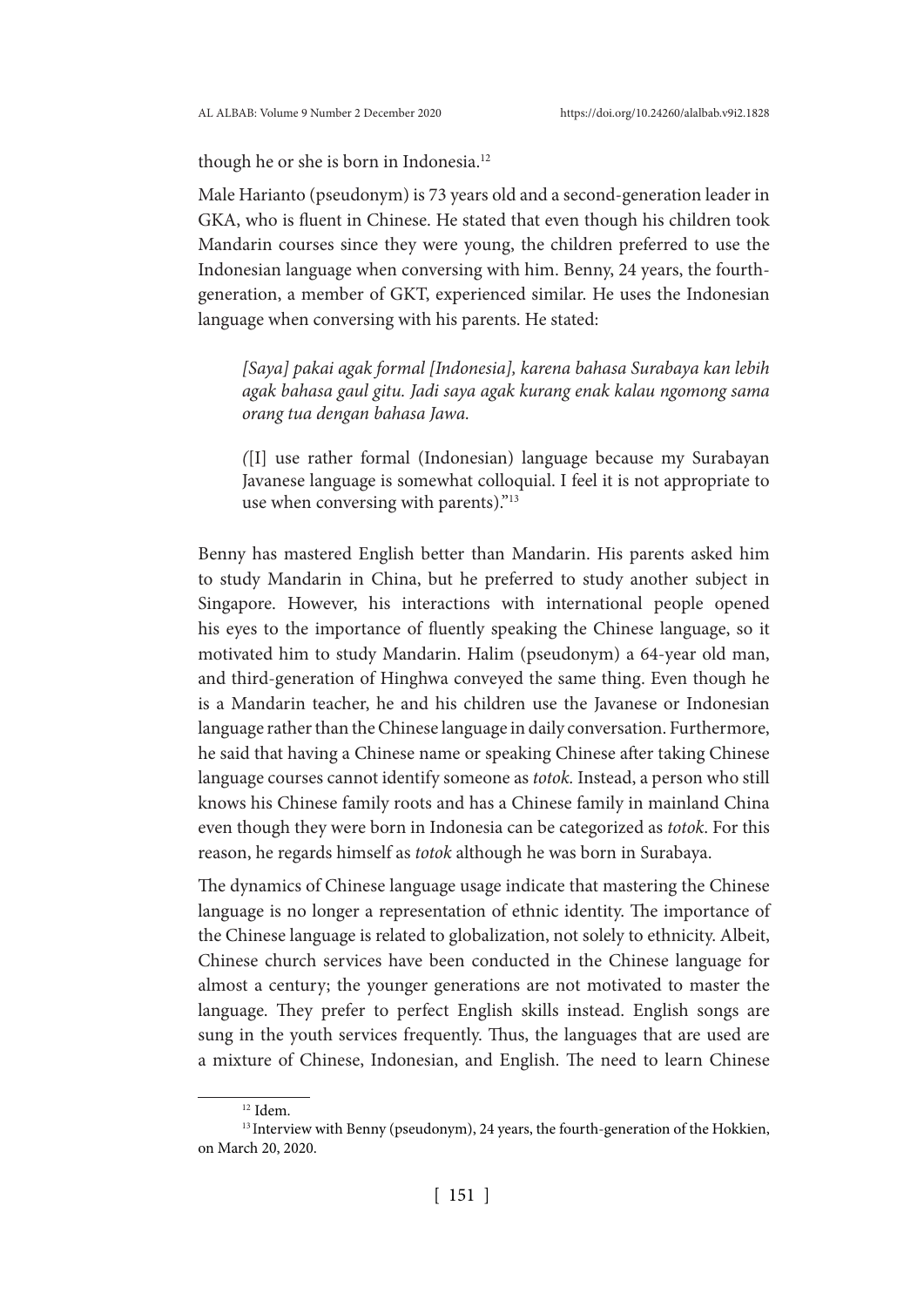though he or she is born in Indonesia.[12]

Male Harianto (pseudonym) is 73 years old and a second-generation leader in GKA, who is fluent in Chinese. He stated that even though his children took Mandarin courses since they were young, the children preferred to use the Indonesian language when conversing with him. Benny, 24 years, the fourth-generation, a member of GKT, experienced similar. He uses the Indonesian language when conversing with his parents. He stated:

> *[Saya] pakai agak formal [Indonesia], karena bahasa Surabaya kan lebih agak bahasa gaul gitu. Jadi saya agak kurang enak kalau ngomong sama orang tua dengan bahasa Jawa.*
>
> *(*[I] use rather formal (Indonesian) language because my Surabayan Javanese language is somewhat colloquial. I feel it is not appropriate to use when conversing with parents)."[13]

Benny has mastered English better than Mandarin. His parents asked him to study Mandarin in China, but he preferred to study another subject in Singapore. However, his interactions with international people opened his eyes to the importance of fluently speaking the Chinese language, so it motivated him to study Mandarin. Halim (pseudonym) a 64-year old man, and third-generation of Hinghwa conveyed the same thing. Even though he is a Mandarin teacher, he and his children use the Javanese or Indonesian language rather than the Chinese language in daily conversation. Furthermore, he said that having a Chinese name or speaking Chinese after taking Chinese language courses cannot identify someone as *totok.* Instead, a person who still knows his Chinese family roots and has a Chinese family in mainland China even though they were born in Indonesia can be categorized as *totok*. For this reason, he regards himself as *totok* although he was born in Surabaya.

The dynamics of Chinese language usage indicate that mastering the Chinese language is no longer a representation of ethnic identity. The importance of the Chinese language is related to globalization, not solely to ethnicity. Albeit, Chinese church services have been conducted in the Chinese language for almost a century; the younger generations are not motivated to master the language. They prefer to perfect English skills instead. English songs are sung in the youth services frequently. Thus, the languages that are used are a mixture of Chinese, Indonesian, and English. The need to learn Chinese

---

[12] Idem.

[13] Interview with Benny (pseudonym), 24 years, the fourth-generation of the Hokkien, on March 20, 2020.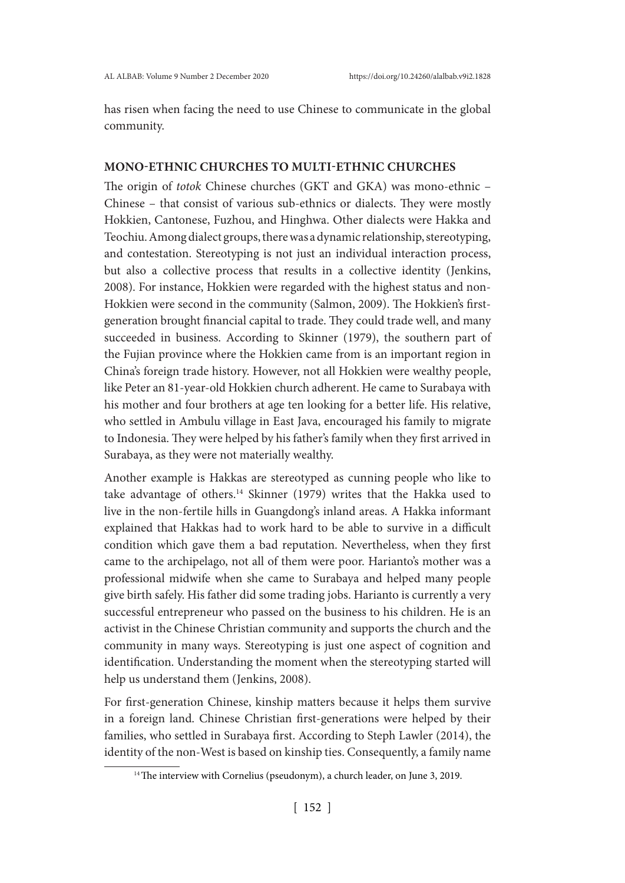has risen when facing the need to use Chinese to communicate in the global community.

## MONO-ETHNIC CHURCHES TO MULTI-ETHNIC CHURCHES

The origin of *totok* Chinese churches (GKT and GKA) was mono-ethnic – Chinese – that consist of various sub-ethnics or dialects. They were mostly Hokkien, Cantonese, Fuzhou, and Hinghwa. Other dialects were Hakka and Teochiu. Among dialect groups, there was a dynamic relationship, stereotyping, and contestation. Stereotyping is not just an individual interaction process, but also a collective process that results in a collective identity (Jenkins, 2008). For instance, Hokkien were regarded with the highest status and non-Hokkien were second in the community (Salmon, 2009). The Hokkien's first-generation brought financial capital to trade. They could trade well, and many succeeded in business. According to Skinner (1979), the southern part of the Fujian province where the Hokkien came from is an important region in China's foreign trade history. However, not all Hokkien were wealthy people, like Peter an 81-year-old Hokkien church adherent. He came to Surabaya with his mother and four brothers at age ten looking for a better life. His relative, who settled in Ambulu village in East Java, encouraged his family to migrate to Indonesia. They were helped by his father's family when they first arrived in Surabaya, as they were not materially wealthy.

Another example is Hakkas are stereotyped as cunning people who like to take advantage of others.[14] Skinner (1979) writes that the Hakka used to live in the non-fertile hills in Guangdong's inland areas. A Hakka informant explained that Hakkas had to work hard to be able to survive in a difficult condition which gave them a bad reputation. Nevertheless, when they first came to the archipelago, not all of them were poor. Harianto's mother was a professional midwife when she came to Surabaya and helped many people give birth safely. His father did some trading jobs. Harianto is currently a very successful entrepreneur who passed on the business to his children. He is an activist in the Chinese Christian community and supports the church and the community in many ways. Stereotyping is just one aspect of cognition and identification. Understanding the moment when the stereotyping started will help us understand them (Jenkins, 2008).

For first-generation Chinese, kinship matters because it helps them survive in a foreign land. Chinese Christian first-generations were helped by their families, who settled in Surabaya first. According to Steph Lawler (2014), the identity of the non-West is based on kinship ties. Consequently, a family name

[14] The interview with Cornelius (pseudonym), a church leader, on June 3, 2019.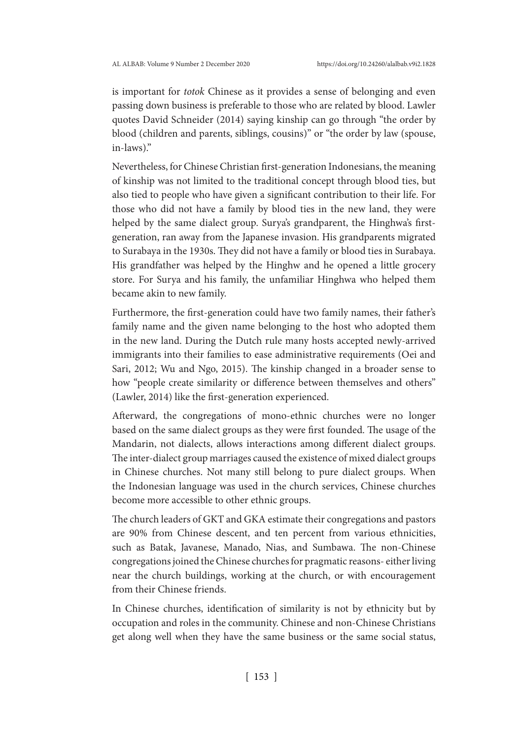is important for *totok* Chinese as it provides a sense of belonging and even passing down business is preferable to those who are related by blood. Lawler quotes David Schneider (2014) saying kinship can go through "the order by blood (children and parents, siblings, cousins)" or "the order by law (spouse, in-laws)."

Nevertheless, for Chinese Christian first-generation Indonesians, the meaning of kinship was not limited to the traditional concept through blood ties, but also tied to people who have given a significant contribution to their life. For those who did not have a family by blood ties in the new land, they were helped by the same dialect group. Surya's grandparent, the Hinghwa's first-generation, ran away from the Japanese invasion. His grandparents migrated to Surabaya in the 1930s. They did not have a family or blood ties in Surabaya. His grandfather was helped by the Hinghw and he opened a little grocery store. For Surya and his family, the unfamiliar Hinghwa who helped them became akin to new family.

Furthermore, the first-generation could have two family names, their father's family name and the given name belonging to the host who adopted them in the new land. During the Dutch rule many hosts accepted newly-arrived immigrants into their families to ease administrative requirements (Oei and Sari, 2012; Wu and Ngo, 2015). The kinship changed in a broader sense to how "people create similarity or difference between themselves and others" (Lawler, 2014) like the first-generation experienced.

Afterward, the congregations of mono-ethnic churches were no longer based on the same dialect groups as they were first founded. The usage of the Mandarin, not dialects, allows interactions among different dialect groups. The inter-dialect group marriages caused the existence of mixed dialect groups in Chinese churches. Not many still belong to pure dialect groups. When the Indonesian language was used in the church services, Chinese churches become more accessible to other ethnic groups.

The church leaders of GKT and GKA estimate their congregations and pastors are 90% from Chinese descent, and ten percent from various ethnicities, such as Batak, Javanese, Manado, Nias, and Sumbawa. The non-Chinese congregations joined the Chinese churches for pragmatic reasons- either living near the church buildings, working at the church, or with encouragement from their Chinese friends.

In Chinese churches, identification of similarity is not by ethnicity but by occupation and roles in the community. Chinese and non-Chinese Christians get along well when they have the same business or the same social status,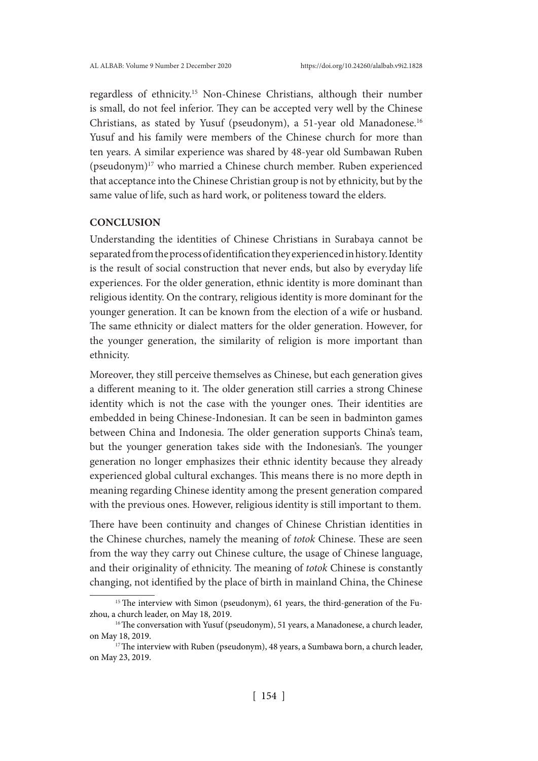regardless of ethnicity.[15] Non-Chinese Christians, although their number is small, do not feel inferior. They can be accepted very well by the Chinese Christians, as stated by Yusuf (pseudonym), a 51-year old Manadonese.[16] Yusuf and his family were members of the Chinese church for more than ten years. A similar experience was shared by 48-year old Sumbawan Ruben (pseudonym)[17] who married a Chinese church member. Ruben experienced that acceptance into the Chinese Christian group is not by ethnicity, but by the same value of life, such as hard work, or politeness toward the elders.

## CONCLUSION

Understanding the identities of Chinese Christians in Surabaya cannot be separated from the process of identification they experienced in history. Identity is the result of social construction that never ends, but also by everyday life experiences. For the older generation, ethnic identity is more dominant than religious identity. On the contrary, religious identity is more dominant for the younger generation. It can be known from the election of a wife or husband. The same ethnicity or dialect matters for the older generation. However, for the younger generation, the similarity of religion is more important than ethnicity.

Moreover, they still perceive themselves as Chinese, but each generation gives a different meaning to it. The older generation still carries a strong Chinese identity which is not the case with the younger ones. Their identities are embedded in being Chinese-Indonesian. It can be seen in badminton games between China and Indonesia. The older generation supports China's team, but the younger generation takes side with the Indonesian's. The younger generation no longer emphasizes their ethnic identity because they already experienced global cultural exchanges. This means there is no more depth in meaning regarding Chinese identity among the present generation compared with the previous ones. However, religious identity is still important to them.

There have been continuity and changes of Chinese Christian identities in the Chinese churches, namely the meaning of *totok* Chinese. These are seen from the way they carry out Chinese culture, the usage of Chinese language, and their originality of ethnicity. The meaning of *totok* Chinese is constantly changing, not identified by the place of birth in mainland China, the Chinese

---

[15] The interview with Simon (pseudonym), 61 years, the third-generation of the Fuzhou, a church leader, on May 18, 2019.

[16] The conversation with Yusuf (pseudonym), 51 years, a Manadonese, a church leader, on May 18, 2019.

[17] The interview with Ruben (pseudonym), 48 years, a Sumbawa born, a church leader, on May 23, 2019.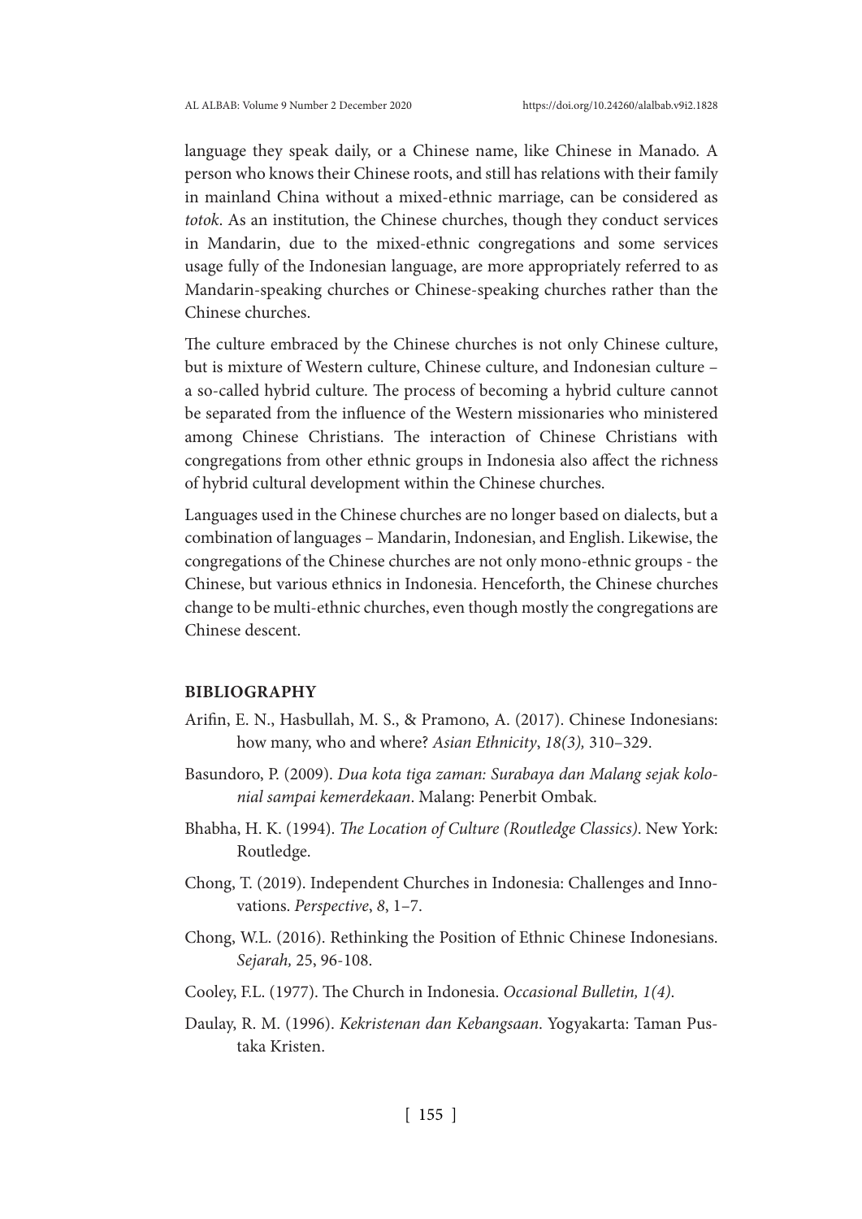language they speak daily, or a Chinese name, like Chinese in Manado. A person who knows their Chinese roots, and still has relations with their family in mainland China without a mixed-ethnic marriage, can be considered as *totok*. As an institution, the Chinese churches, though they conduct services in Mandarin, due to the mixed-ethnic congregations and some services usage fully of the Indonesian language, are more appropriately referred to as Mandarin-speaking churches or Chinese-speaking churches rather than the Chinese churches.

The culture embraced by the Chinese churches is not only Chinese culture, but is mixture of Western culture, Chinese culture, and Indonesian culture – a so-called hybrid culture. The process of becoming a hybrid culture cannot be separated from the influence of the Western missionaries who ministered among Chinese Christians. The interaction of Chinese Christians with congregations from other ethnic groups in Indonesia also affect the richness of hybrid cultural development within the Chinese churches.

Languages used in the Chinese churches are no longer based on dialects, but a combination of languages – Mandarin, Indonesian, and English. Likewise, the congregations of the Chinese churches are not only mono-ethnic groups - the Chinese, but various ethnics in Indonesia. Henceforth, the Chinese churches change to be multi-ethnic churches, even though mostly the congregations are Chinese descent.

## BIBLIOGRAPHY

Arifin, E. N., Hasbullah, M. S., & Pramono, A. (2017). Chinese Indonesians: how many, who and where? *Asian Ethnicity*, *18(3),* 310–329.

Basundoro, P. (2009). *Dua kota tiga zaman: Surabaya dan Malang sejak kolonial sampai kemerdekaan*. Malang: Penerbit Ombak.

Bhabha, H. K. (1994). *The Location of Culture (Routledge Classics)*. New York: Routledge.

Chong, T. (2019). Independent Churches in Indonesia: Challenges and Innovations. *Perspective*, *8*, 1–7.

Chong, W.L. (2016). Rethinking the Position of Ethnic Chinese Indonesians. *Sejarah,* 25, 96-108.

Cooley, F.L. (1977). The Church in Indonesia. *Occasional Bulletin, 1(4)*.

Daulay, R. M. (1996). *Kekristenan dan Kebangsaan*. Yogyakarta: Taman Pustaka Kristen.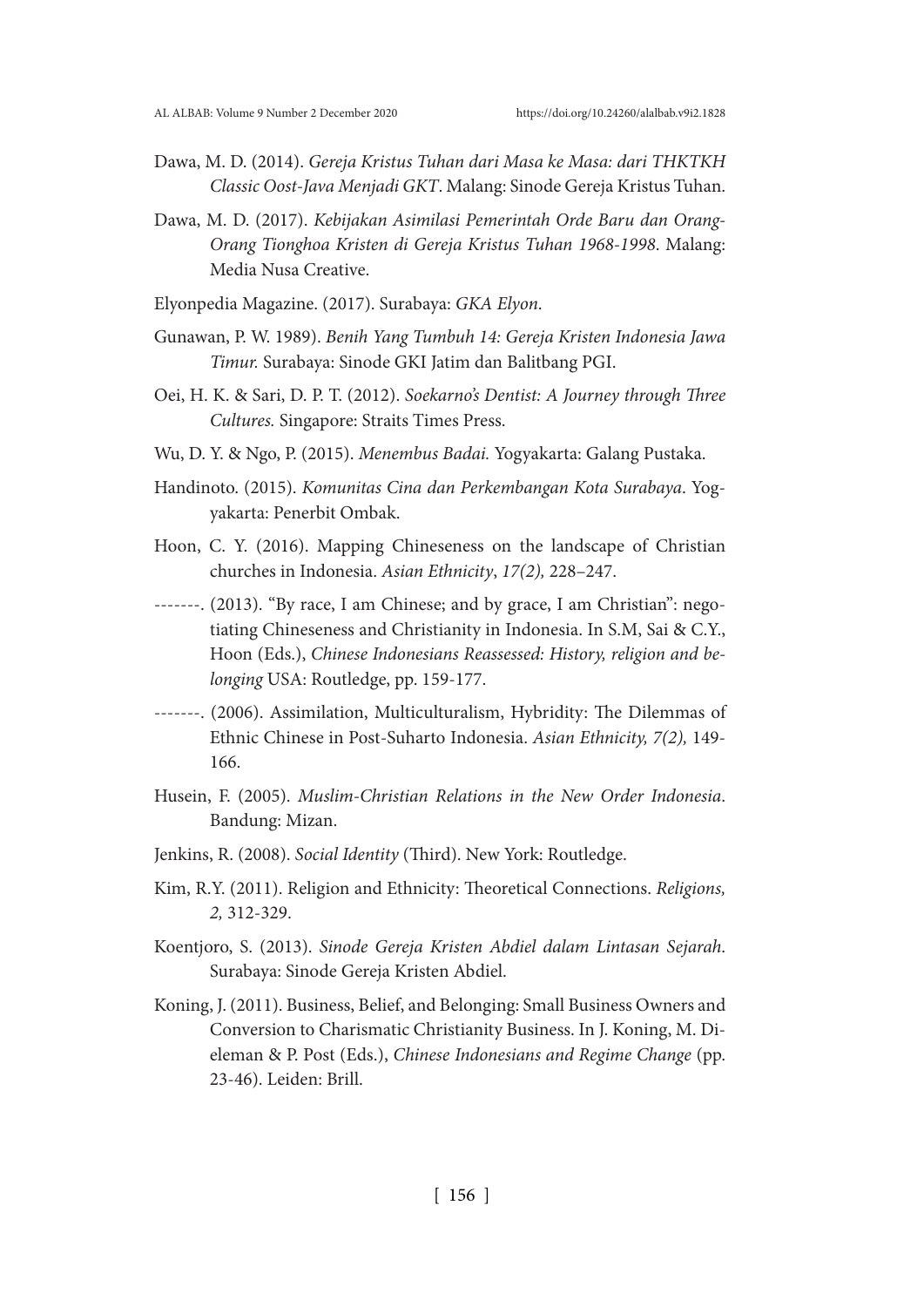Dawa, M. D. (2014). *Gereja Kristus Tuhan dari Masa ke Masa: dari THKTKH Classic Oost-Java Menjadi GKT*. Malang: Sinode Gereja Kristus Tuhan.

Dawa, M. D. (2017). *Kebijakan Asimilasi Pemerintah Orde Baru dan Orang-Orang Tionghoa Kristen di Gereja Kristus Tuhan 1968-1998*. Malang: Media Nusa Creative.

Elyonpedia Magazine. (2017). Surabaya: *GKA Elyon*.

Gunawan, P. W. 1989). *Benih Yang Tumbuh 14: Gereja Kristen Indonesia Jawa Timur.* Surabaya: Sinode GKI Jatim dan Balitbang PGI.

Oei, H. K. & Sari, D. P. T. (2012). *Soekarno's Dentist: A Journey through Three Cultures.* Singapore: Straits Times Press.

Wu, D. Y. & Ngo, P. (2015). *Menembus Badai.* Yogyakarta: Galang Pustaka.

Handinoto. (2015). *Komunitas Cina dan Perkembangan Kota Surabaya*. Yogyakarta: Penerbit Ombak.

Hoon, C. Y. (2016). Mapping Chineseness on the landscape of Christian churches in Indonesia. *Asian Ethnicity*, *17(2),* 228–247.

-------. (2013). "By race, I am Chinese; and by grace, I am Christian": negotiating Chineseness and Christianity in Indonesia. In S.M, Sai & C.Y., Hoon (Eds.), *Chinese Indonesians Reassessed: History, religion and belonging* USA: Routledge, pp. 159-177.

-------. (2006). Assimilation, Multiculturalism, Hybridity: The Dilemmas of Ethnic Chinese in Post-Suharto Indonesia. *Asian Ethnicity, 7(2),* 149-166.

Husein, F. (2005). *Muslim-Christian Relations in the New Order Indonesia*. Bandung: Mizan.

Jenkins, R. (2008). *Social Identity* (Third). New York: Routledge.

Kim, R.Y. (2011). Religion and Ethnicity: Theoretical Connections. *Religions, 2,* 312-329.

Koentjoro, S. (2013). *Sinode Gereja Kristen Abdiel dalam Lintasan Sejarah*. Surabaya: Sinode Gereja Kristen Abdiel.

Koning, J. (2011). Business, Belief, and Belonging: Small Business Owners and Conversion to Charismatic Christianity Business. In J. Koning, M. Dieleman & P. Post (Eds.), *Chinese Indonesians and Regime Change* (pp. 23-46). Leiden: Brill.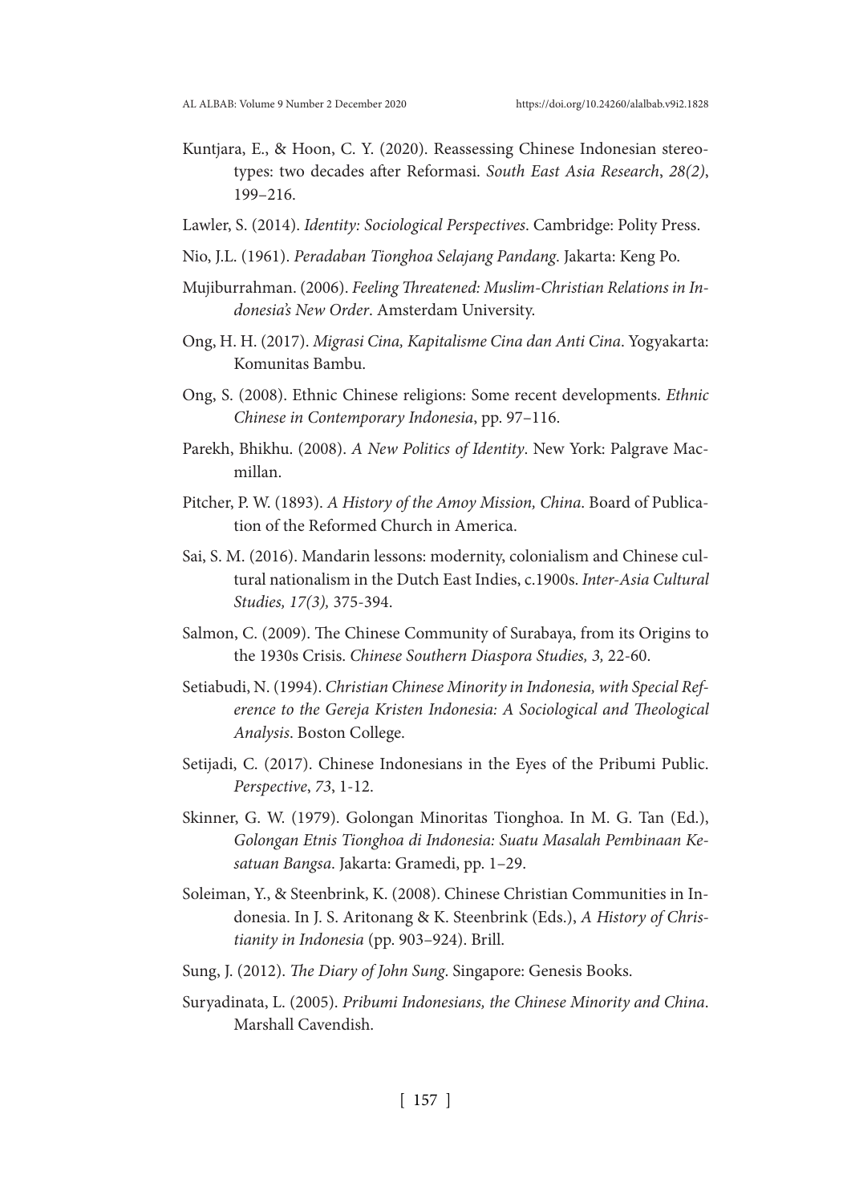Kuntjara, E., & Hoon, C. Y. (2020). Reassessing Chinese Indonesian stereotypes: two decades after Reformasi. *South East Asia Research*, *28(2)*, 199–216.

Lawler, S. (2014). *Identity: Sociological Perspectives*. Cambridge: Polity Press.

Nio, J.L. (1961). *Peradaban Tionghoa Selajang Pandang*. Jakarta: Keng Po.

Mujiburrahman. (2006). *Feeling Threatened: Muslim-Christian Relations in Indonesia's New Order*. Amsterdam University.

Ong, H. H. (2017). *Migrasi Cina, Kapitalisme Cina dan Anti Cina*. Yogyakarta: Komunitas Bambu.

Ong, S. (2008). Ethnic Chinese religions: Some recent developments. *Ethnic Chinese in Contemporary Indonesia*, pp. 97–116.

Parekh, Bhikhu. (2008). *A New Politics of Identity*. New York: Palgrave Macmillan.

Pitcher, P. W. (1893). *A History of the Amoy Mission, China*. Board of Publication of the Reformed Church in America.

Sai, S. M. (2016). Mandarin lessons: modernity, colonialism and Chinese cultural nationalism in the Dutch East Indies, c.1900s. *Inter-Asia Cultural Studies, 17(3),* 375-394.

Salmon, C. (2009). The Chinese Community of Surabaya, from its Origins to the 1930s Crisis. *Chinese Southern Diaspora Studies, 3,* 22-60.

Setiabudi, N. (1994). *Christian Chinese Minority in Indonesia, with Special Reference to the Gereja Kristen Indonesia: A Sociological and Theological Analysis*. Boston College.

Setijadi, C. (2017). Chinese Indonesians in the Eyes of the Pribumi Public. *Perspective*, *73*, 1-12.

Skinner, G. W. (1979). Golongan Minoritas Tionghoa. In M. G. Tan (Ed.), *Golongan Etnis Tionghoa di Indonesia: Suatu Masalah Pembinaan Kesatuan Bangsa*. Jakarta: Gramedi, pp. 1–29.

Soleiman, Y., & Steenbrink, K. (2008). Chinese Christian Communities in Indonesia. In J. S. Aritonang & K. Steenbrink (Eds.), *A History of Christianity in Indonesia* (pp. 903–924). Brill.

Sung, J. (2012). *The Diary of John Sung*. Singapore: Genesis Books.

Suryadinata, L. (2005). *Pribumi Indonesians, the Chinese Minority and China*. Marshall Cavendish.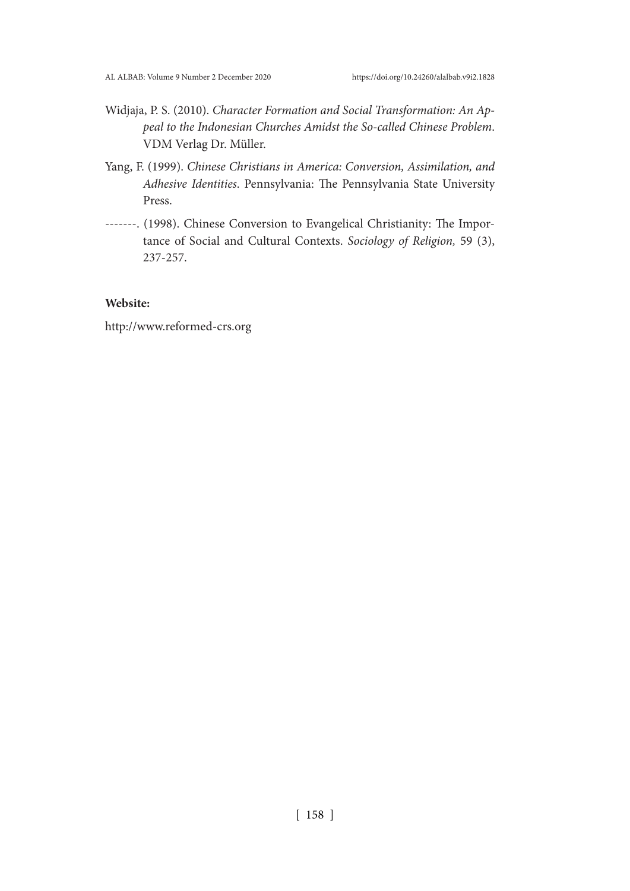Widjaja, P. S. (2010). *Character Formation and Social Transformation: An Appeal to the Indonesian Churches Amidst the So-called Chinese Problem*. VDM Verlag Dr. Müller.

Yang, F. (1999). *Chinese Christians in America: Conversion, Assimilation, and Adhesive Identities*. Pennsylvania: The Pennsylvania State University Press.

-------. (1998). Chinese Conversion to Evangelical Christianity: The Importance of Social and Cultural Contexts. *Sociology of Religion,* 59 (3), 237-257.

**Website:**

http://www.reformed-crs.org